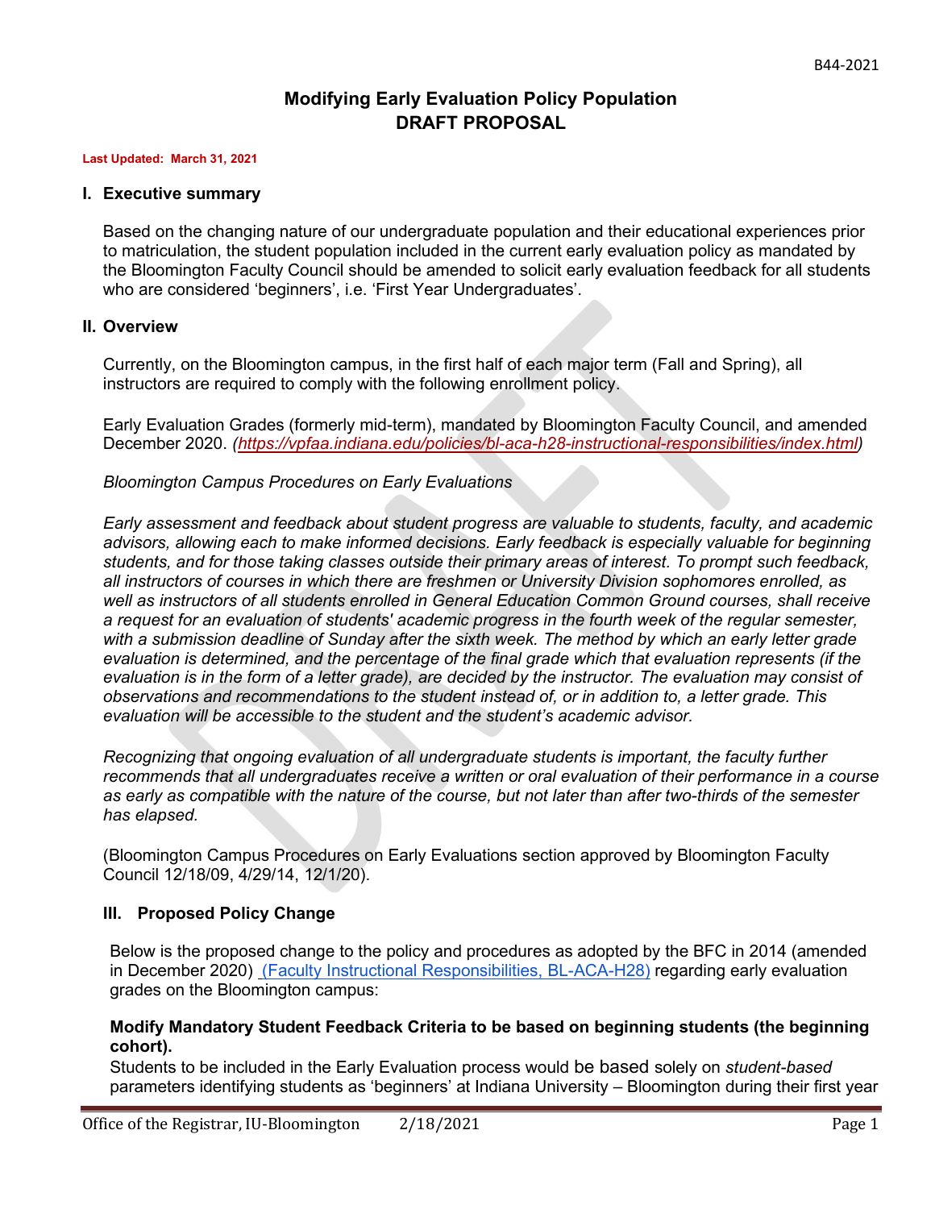B44-2021

# Modifying Early Evaluation Policy Population
# DRAFT PROPOSAL

**Last Updated: March 31, 2021**

## I. Executive summary

Based on the changing nature of our undergraduate population and their educational experiences prior to matriculation, the student population included in the current early evaluation policy as mandated by the Bloomington Faculty Council should be amended to solicit early evaluation feedback for all students who are considered 'beginners', i.e. 'First Year Undergraduates'.

## II. Overview

Currently, on the Bloomington campus, in the first half of each major term (Fall and Spring), all instructors are required to comply with the following enrollment policy.

Early Evaluation Grades (formerly mid-term), mandated by Bloomington Faculty Council, and amended December 2020. *(https://vpfaa.indiana.edu/policies/bl-aca-h28-instructional-responsibilities/index.html)*

*Bloomington Campus Procedures on Early Evaluations*

*Early assessment and feedback about student progress are valuable to students, faculty, and academic advisors, allowing each to make informed decisions. Early feedback is especially valuable for beginning students, and for those taking classes outside their primary areas of interest. To prompt such feedback, all instructors of courses in which there are freshmen or University Division sophomores enrolled, as well as instructors of all students enrolled in General Education Common Ground courses, shall receive a request for an evaluation of students' academic progress in the fourth week of the regular semester, with a submission deadline of Sunday after the sixth week. The method by which an early letter grade evaluation is determined, and the percentage of the final grade which that evaluation represents (if the evaluation is in the form of a letter grade), are decided by the instructor. The evaluation may consist of observations and recommendations to the student instead of, or in addition to, a letter grade. This evaluation will be accessible to the student and the student's academic advisor.*

*Recognizing that ongoing evaluation of all undergraduate students is important, the faculty further recommends that all undergraduates receive a written or oral evaluation of their performance in a course as early as compatible with the nature of the course, but not later than after two-thirds of the semester has elapsed.*

(Bloomington Campus Procedures on Early Evaluations section approved by Bloomington Faculty Council 12/18/09, 4/29/14, 12/1/20).

## III. Proposed Policy Change

Below is the proposed change to the policy and procedures as adopted by the BFC in 2014 (amended in December 2020) (Faculty Instructional Responsibilities, BL-ACA-H28) regarding early evaluation grades on the Bloomington campus:

**Modify Mandatory Student Feedback Criteria to be based on beginning students (the beginning cohort).**

Students to be included in the Early Evaluation process would be based solely on *student-based* parameters identifying students as 'beginners' at Indiana University – Bloomington during their first year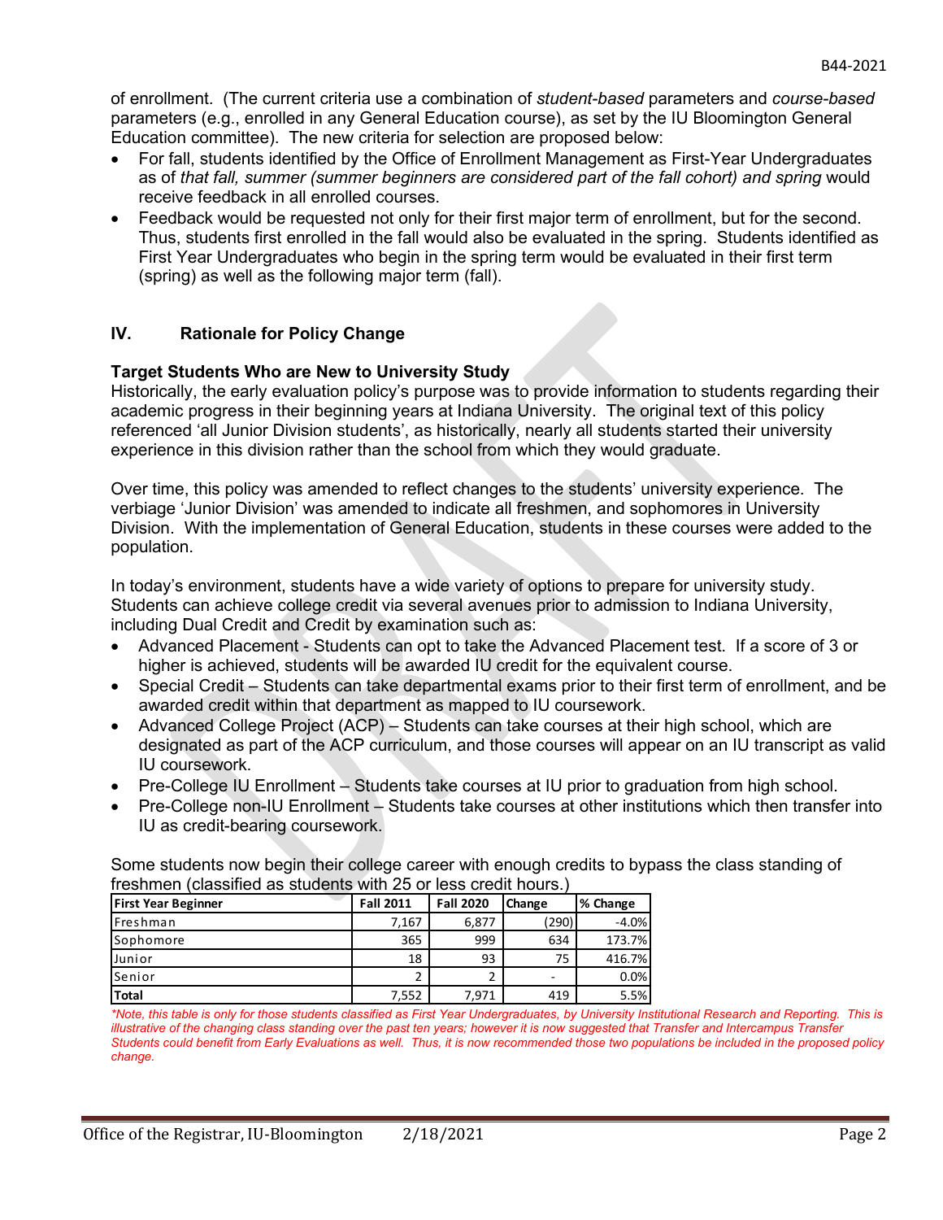of enrollment. (The current criteria use a combination of *student-based* parameters and *course-based* parameters (e.g., enrolled in any General Education course), as set by the IU Bloomington General Education committee). The new criteria for selection are proposed below:

- For fall, students identified by the Office of Enrollment Management as First-Year Undergraduates as of *that fall, summer (summer beginners are considered part of the fall cohort) and spring* would receive feedback in all enrolled courses.
- Feedback would be requested not only for their first major term of enrollment, but for the second. Thus, students first enrolled in the fall would also be evaluated in the spring. Students identified as First Year Undergraduates who begin in the spring term would be evaluated in their first term (spring) as well as the following major term (fall).

## IV. Rationale for Policy Change

### Target Students Who are New to University Study

Historically, the early evaluation policy's purpose was to provide information to students regarding their academic progress in their beginning years at Indiana University. The original text of this policy referenced 'all Junior Division students', as historically, nearly all students started their university experience in this division rather than the school from which they would graduate.

Over time, this policy was amended to reflect changes to the students' university experience. The verbiage 'Junior Division' was amended to indicate all freshmen, and sophomores in University Division. With the implementation of General Education, students in these courses were added to the population.

In today's environment, students have a wide variety of options to prepare for university study. Students can achieve college credit via several avenues prior to admission to Indiana University, including Dual Credit and Credit by examination such as:

- Advanced Placement - Students can opt to take the Advanced Placement test. If a score of 3 or higher is achieved, students will be awarded IU credit for the equivalent course.
- Special Credit – Students can take departmental exams prior to their first term of enrollment, and be awarded credit within that department as mapped to IU coursework.
- Advanced College Project (ACP) – Students can take courses at their high school, which are designated as part of the ACP curriculum, and those courses will appear on an IU transcript as valid IU coursework.
- Pre-College IU Enrollment – Students take courses at IU prior to graduation from high school.
- Pre-College non-IU Enrollment – Students take courses at other institutions which then transfer into IU as credit-bearing coursework.

Some students now begin their college career with enough credits to bypass the class standing of freshmen (classified as students with 25 or less credit hours.)

| First Year Beginner | Fall 2011 | Fall 2020 | Change | % Change |
|---|---|---|---|---|
| Freshman | 7,167 | 6,877 | (290) | -4.0% |
| Sophomore | 365 | 999 | 634 | 173.7% |
| Junior | 18 | 93 | 75 | 416.7% |
| Senior | 2 | 2 | - | 0.0% |
| **Total** | 7,552 | 7,971 | 419 | 5.5% |

*\*Note, this table is only for those students classified as First Year Undergraduates, by University Institutional Research and Reporting. This is illustrative of the changing class standing over the past ten years; however it is now suggested that Transfer and Intercampus Transfer Students could benefit from Early Evaluations as well. Thus, it is now recommended those two populations be included in the proposed policy change.*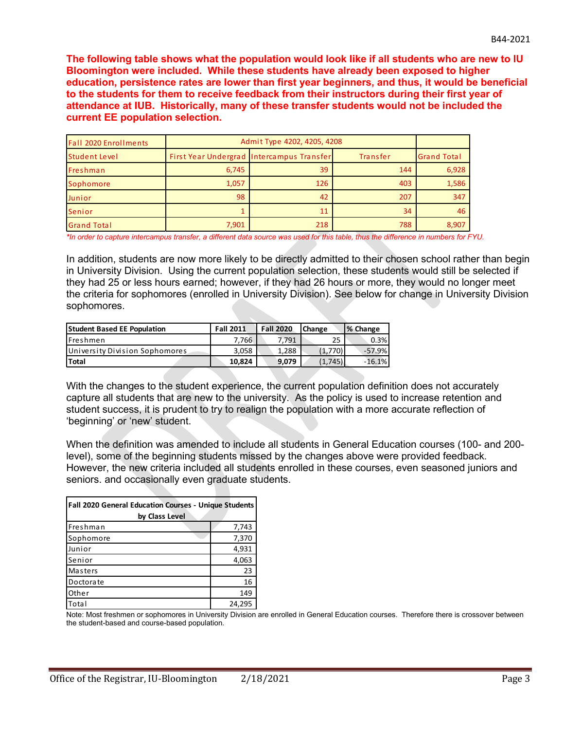**The following table shows what the population would look like if all students who are new to IU Bloomington were included. While these students have already been exposed to higher education, persistence rates are lower than first year beginners, and thus, it would be beneficial to the students for them to receive feedback from their instructors during their first year of attendance at IUB. Historically, many of these transfer students would not be included the current EE population selection.**

| Fall 2020 Enrollments | Admit Type 4202, 4205, 4208 | | | |
|---|---|---|---|---|
| Student Level | First Year Undergrad | Intercampus Transfer | Transfer | Grand Total |
| Freshman | 6,745 | 39 | 144 | 6,928 |
| Sophomore | 1,057 | 126 | 403 | 1,586 |
| Junior | 98 | 42 | 207 | 347 |
| Senior | 1 | 11 | 34 | 46 |
| Grand Total | 7,901 | 218 | 788 | 8,907 |

*\*In order to capture intercampus transfer, a different data source was used for this table, thus the difference in numbers for FYU.*

In addition, students are now more likely to be directly admitted to their chosen school rather than begin in University Division. Using the current population selection, these students would still be selected if they had 25 or less hours earned; however, if they had 26 hours or more, they would no longer meet the criteria for sophomores (enrolled in University Division). See below for change in University Division sophomores.

| Student Based EE Population | Fall 2011 | Fall 2020 | Change | % Change |
|---|---|---|---|---|
| Freshmen | 7,766 | 7,791 | 25 | 0.3% |
| University Division Sophomores | 3,058 | 1,288 | (1,770) | -57.9% |
| **Total** | **10,824** | **9,079** | (1,745) | -16.1% |

With the changes to the student experience, the current population definition does not accurately capture all students that are new to the university. As the policy is used to increase retention and student success, it is prudent to try to realign the population with a more accurate reflection of 'beginning' or 'new' student.

When the definition was amended to include all students in General Education courses (100- and 200-level), some of the beginning students missed by the changes above were provided feedback. However, the new criteria included all students enrolled in these courses, even seasoned juniors and seniors. and occasionally even graduate students.

| Fall 2020 General Education Courses - Unique Students by Class Level | |
|---|---|
| Freshman | 7,743 |
| Sophomore | 7,370 |
| Junior | 4,931 |
| Senior | 4,063 |
| Masters | 23 |
| Doctorate | 16 |
| Other | 149 |
| Total | 24,295 |

Note: Most freshmen or sophomores in University Division are enrolled in General Education courses. Therefore there is crossover between the student-based and course-based population.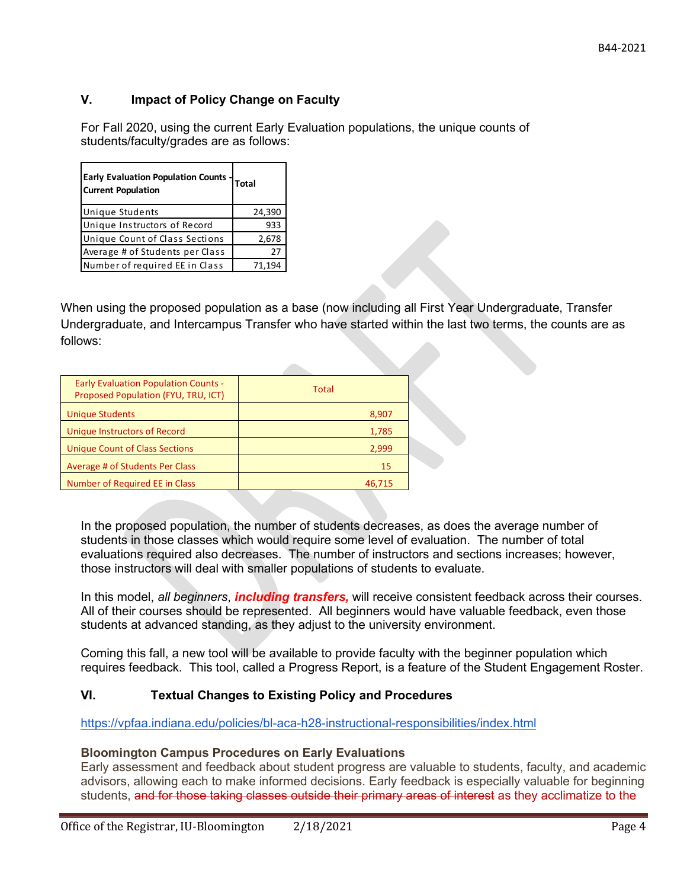## V. Impact of Policy Change on Faculty

For Fall 2020, using the current Early Evaluation populations, the unique counts of students/faculty/grades are as follows:

| Early Evaluation Population Counts - Current Population | Total |
|---|---|
| Unique Students | 24,390 |
| Unique Instructors of Record | 933 |
| Unique Count of Class Sections | 2,678 |
| Average # of Students per Class | 27 |
| Number of required EE in Class | 71,194 |

When using the proposed population as a base (now including all First Year Undergraduate, Transfer Undergraduate, and Intercampus Transfer who have started within the last two terms, the counts are as follows:

| Early Evaluation Population Counts - Proposed Population (FYU, TRU, ICT) | Total |
|---|---|
| Unique Students | 8,907 |
| Unique Instructors of Record | 1,785 |
| Unique Count of Class Sections | 2,999 |
| Average # of Students Per Class | 15 |
| Number of Required EE in Class | 46,715 |

In the proposed population, the number of students decreases, as does the average number of students in those classes which would require some level of evaluation. The number of total evaluations required also decreases. The number of instructors and sections increases; however, those instructors will deal with smaller populations of students to evaluate.

In this model, *all beginners*, ***including transfers,*** will receive consistent feedback across their courses. All of their courses should be represented. All beginners would have valuable feedback, even those students at advanced standing, as they adjust to the university environment.

Coming this fall, a new tool will be available to provide faculty with the beginner population which requires feedback. This tool, called a Progress Report, is a feature of the Student Engagement Roster.

## VI. Textual Changes to Existing Policy and Procedures

https://vpfaa.indiana.edu/policies/bl-aca-h28-instructional-responsibilities/index.html

### Bloomington Campus Procedures on Early Evaluations

Early assessment and feedback about student progress are valuable to students, faculty, and academic advisors, allowing each to make informed decisions. Early feedback is especially valuable for beginning students, ~~and for those taking classes outside their primary areas of interest~~ as they acclimatize to the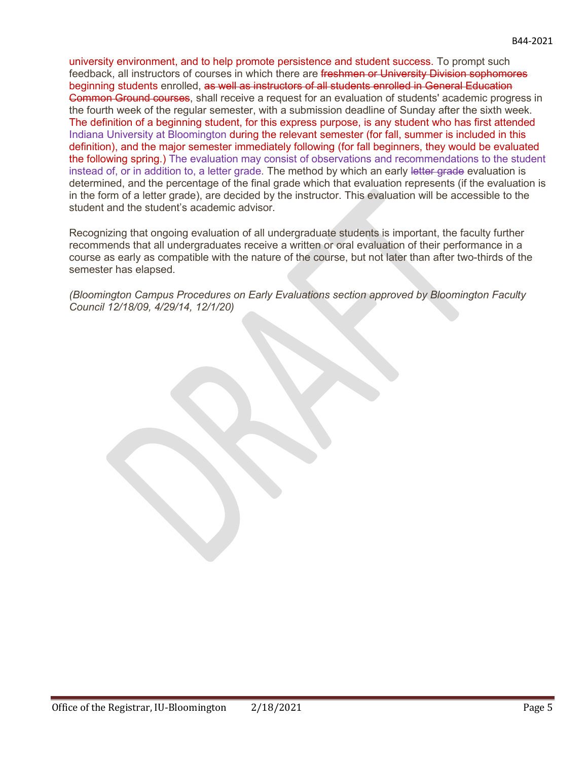university environment, and to help promote persistence and student success. To prompt such feedback, all instructors of courses in which there are ~~freshmen or University Division sophomores~~ beginning students enrolled, ~~as well as instructors of all students enrolled in General Education Common Ground courses~~, shall receive a request for an evaluation of students' academic progress in the fourth week of the regular semester, with a submission deadline of Sunday after the sixth week. The definition of a beginning student, for this express purpose, is any student who has first attended Indiana University at Bloomington during the relevant semester (for fall, summer is included in this definition), and the major semester immediately following (for fall beginners, they would be evaluated the following spring.) The evaluation may consist of observations and recommendations to the student instead of, or in addition to, a letter grade. The method by which an early ~~letter grade~~ evaluation is determined, and the percentage of the final grade which that evaluation represents (if the evaluation is in the form of a letter grade), are decided by the instructor. This evaluation will be accessible to the student and the student's academic advisor.

Recognizing that ongoing evaluation of all undergraduate students is important, the faculty further recommends that all undergraduates receive a written or oral evaluation of their performance in a course as early as compatible with the nature of the course, but not later than after two-thirds of the semester has elapsed.

*(Bloomington Campus Procedures on Early Evaluations section approved by Bloomington Faculty Council 12/18/09, 4/29/14, 12/1/20)*